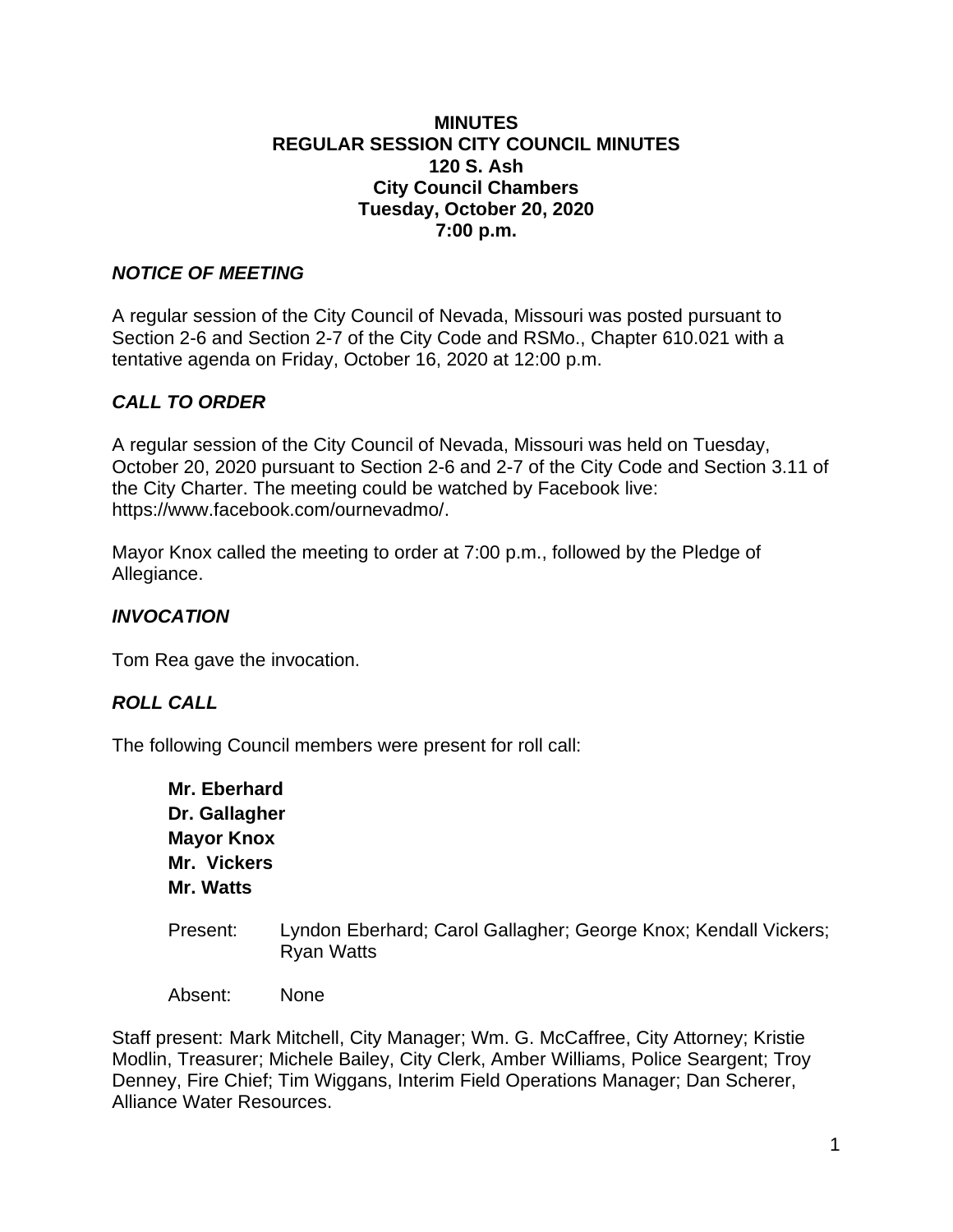**MINUTES**
**REGULAR SESSION CITY COUNCIL MINUTES**
**120 S. Ash**
**City Council Chambers**
**Tuesday, October 20, 2020**
**7:00 p.m.**

## *NOTICE OF MEETING*

A regular session of the City Council of Nevada, Missouri was posted pursuant to Section 2-6 and Section 2-7 of the City Code and RSMo., Chapter 610.021 with a tentative agenda on Friday, October 16, 2020 at 12:00 p.m.

## *CALL TO ORDER*

A regular session of the City Council of Nevada, Missouri was held on Tuesday, October 20, 2020 pursuant to Section 2-6 and 2-7 of the City Code and Section 3.11 of the City Charter. The meeting could be watched by Facebook live: https://www.facebook.com/ournevadmo/.

Mayor Knox called the meeting to order at 7:00 p.m., followed by the Pledge of Allegiance.

## *INVOCATION*

Tom Rea gave the invocation.

## *ROLL CALL*

The following Council members were present for roll call:

**Mr. Eberhard**
**Dr. Gallagher**
**Mayor Knox**
**Mr. Vickers**
**Mr. Watts**

Present: Lyndon Eberhard; Carol Gallagher; George Knox; Kendall Vickers; Ryan Watts

Absent: None

Staff present: Mark Mitchell, City Manager; Wm. G. McCaffree, City Attorney; Kristie Modlin, Treasurer; Michele Bailey, City Clerk, Amber Williams, Police Seargent; Troy Denney, Fire Chief; Tim Wiggans, Interim Field Operations Manager; Dan Scherer, Alliance Water Resources.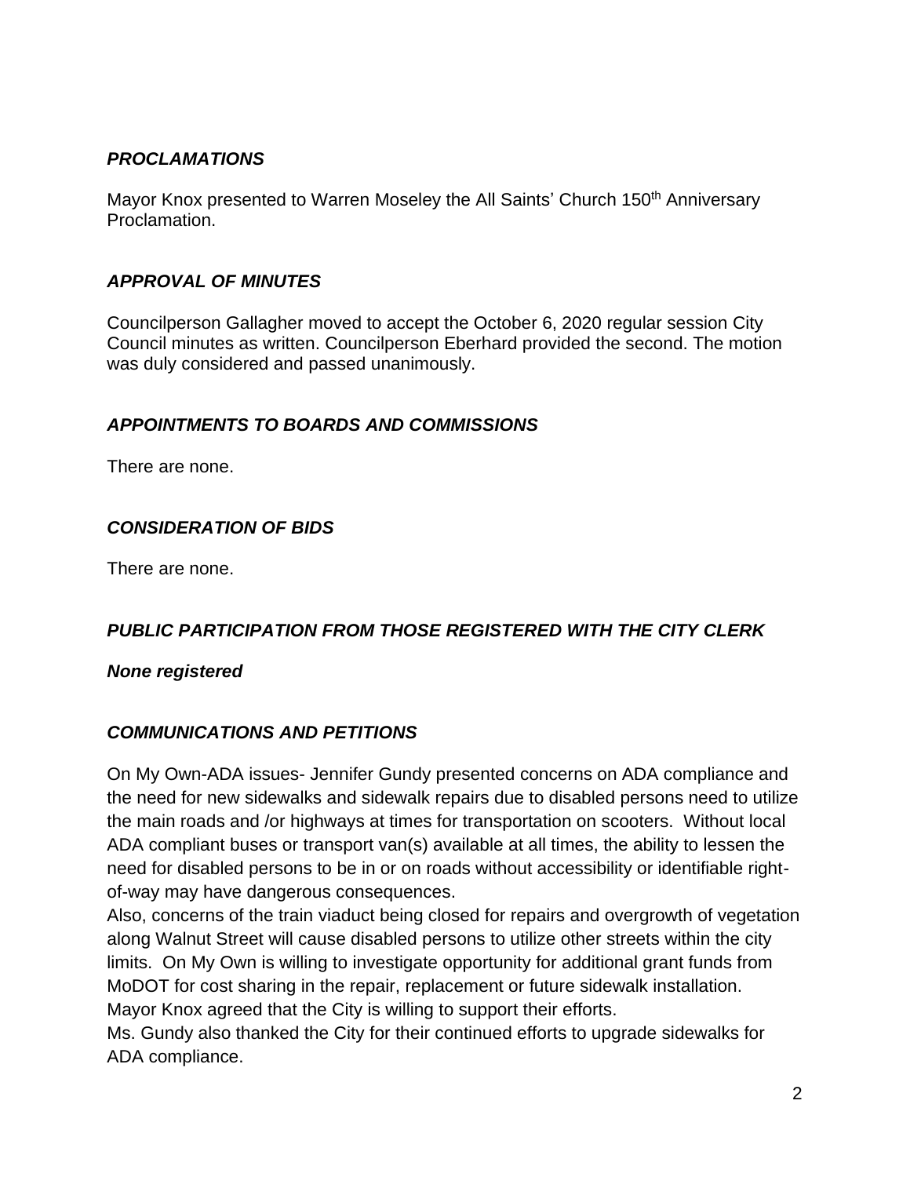### *PROCLAMATIONS*

Mayor Knox presented to Warren Moseley the All Saints' Church 150th Anniversary Proclamation.

### *APPROVAL OF MINUTES*

Councilperson Gallagher moved to accept the October 6, 2020 regular session City Council minutes as written. Councilperson Eberhard provided the second. The motion was duly considered and passed unanimously.

### *APPOINTMENTS TO BOARDS AND COMMISSIONS*

There are none.

### *CONSIDERATION OF BIDS*

There are none.

### *PUBLIC PARTICIPATION FROM THOSE REGISTERED WITH THE CITY CLERK*

***None registered***

### *COMMUNICATIONS AND PETITIONS*

On My Own-ADA issues- Jennifer Gundy presented concerns on ADA compliance and the need for new sidewalks and sidewalk repairs due to disabled persons need to utilize the main roads and /or highways at times for transportation on scooters. Without local ADA compliant buses or transport van(s) available at all times, the ability to lessen the need for disabled persons to be in or on roads without accessibility or identifiable right-of-way may have dangerous consequences.
Also, concerns of the train viaduct being closed for repairs and overgrowth of vegetation along Walnut Street will cause disabled persons to utilize other streets within the city limits. On My Own is willing to investigate opportunity for additional grant funds from MoDOT for cost sharing in the repair, replacement or future sidewalk installation.
Mayor Knox agreed that the City is willing to support their efforts.
Ms. Gundy also thanked the City for their continued efforts to upgrade sidewalks for ADA compliance.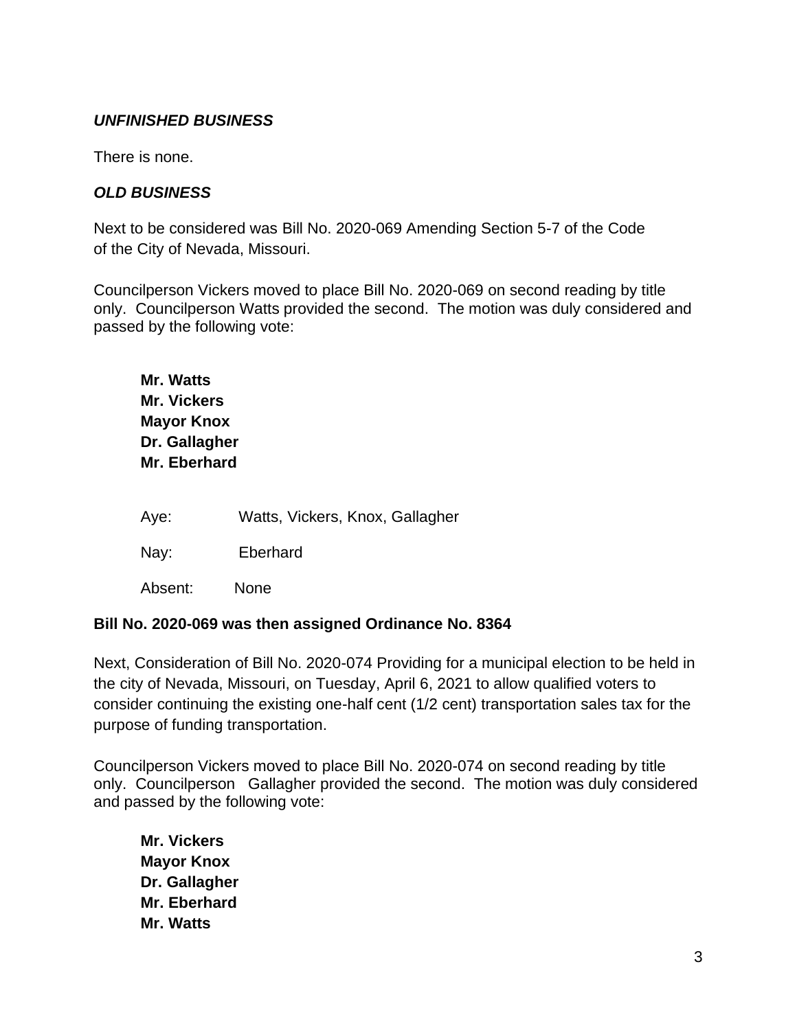***UNFINISHED BUSINESS***

There is none.

***OLD BUSINESS***

Next to be considered was Bill No. 2020-069 Amending Section 5-7 of the Code of the City of Nevada, Missouri.

Councilperson Vickers moved to place Bill No. 2020-069 on second reading by title only. Councilperson Watts provided the second. The motion was duly considered and passed by the following vote:

**Mr. Watts**
**Mr. Vickers**
**Mayor Knox**
**Dr. Gallagher**
**Mr. Eberhard**

Aye: Watts, Vickers, Knox, Gallagher

Nay: Eberhard

Absent: None

**Bill No. 2020-069 was then assigned Ordinance No. 8364**

Next, Consideration of Bill No. 2020-074 Providing for a municipal election to be held in the city of Nevada, Missouri, on Tuesday, April 6, 2021 to allow qualified voters to consider continuing the existing one-half cent (1/2 cent) transportation sales tax for the purpose of funding transportation.

Councilperson Vickers moved to place Bill No. 2020-074 on second reading by title only. Councilperson Gallagher provided the second. The motion was duly considered and passed by the following vote:

**Mr. Vickers**
**Mayor Knox**
**Dr. Gallagher**
**Mr. Eberhard**
**Mr. Watts**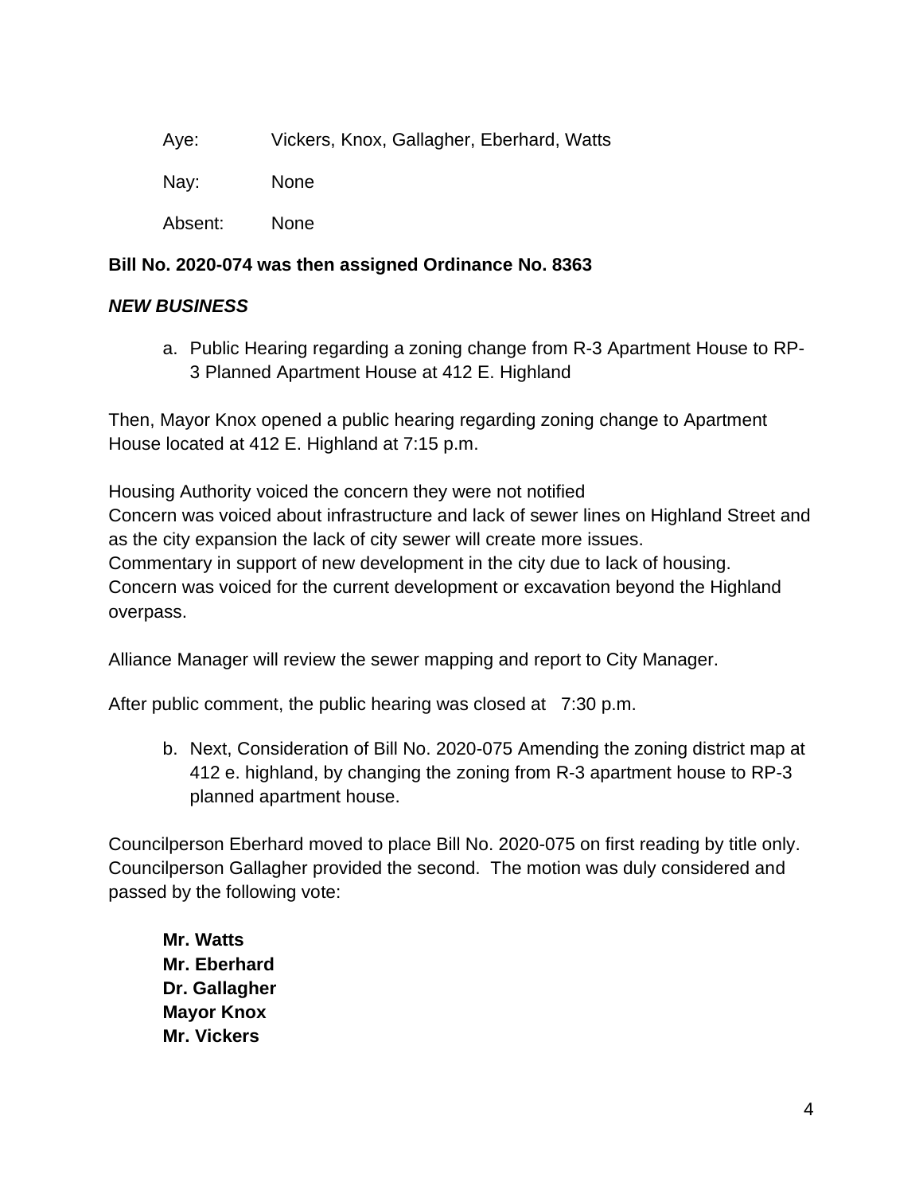Aye: Vickers, Knox, Gallagher, Eberhard, Watts

Nay: None

Absent: None

**Bill No. 2020-074 was then assigned Ordinance No. 8363**

***NEW BUSINESS***

a. Public Hearing regarding a zoning change from R-3 Apartment House to RP-3 Planned Apartment House at 412 E. Highland

Then, Mayor Knox opened a public hearing regarding zoning change to Apartment House located at 412 E. Highland at 7:15 p.m.

Housing Authority voiced the concern they were not notified
Concern was voiced about infrastructure and lack of sewer lines on Highland Street and as the city expansion the lack of city sewer will create more issues.
Commentary in support of new development in the city due to lack of housing.
Concern was voiced for the current development or excavation beyond the Highland overpass.

Alliance Manager will review the sewer mapping and report to City Manager.

After public comment, the public hearing was closed at 7:30 p.m.

b. Next, Consideration of Bill No. 2020-075 Amending the zoning district map at 412 e. highland, by changing the zoning from R-3 apartment house to RP-3 planned apartment house.

Councilperson Eberhard moved to place Bill No. 2020-075 on first reading by title only. Councilperson Gallagher provided the second. The motion was duly considered and passed by the following vote:

**Mr. Watts**
**Mr. Eberhard**
**Dr. Gallagher**
**Mayor Knox**
**Mr. Vickers**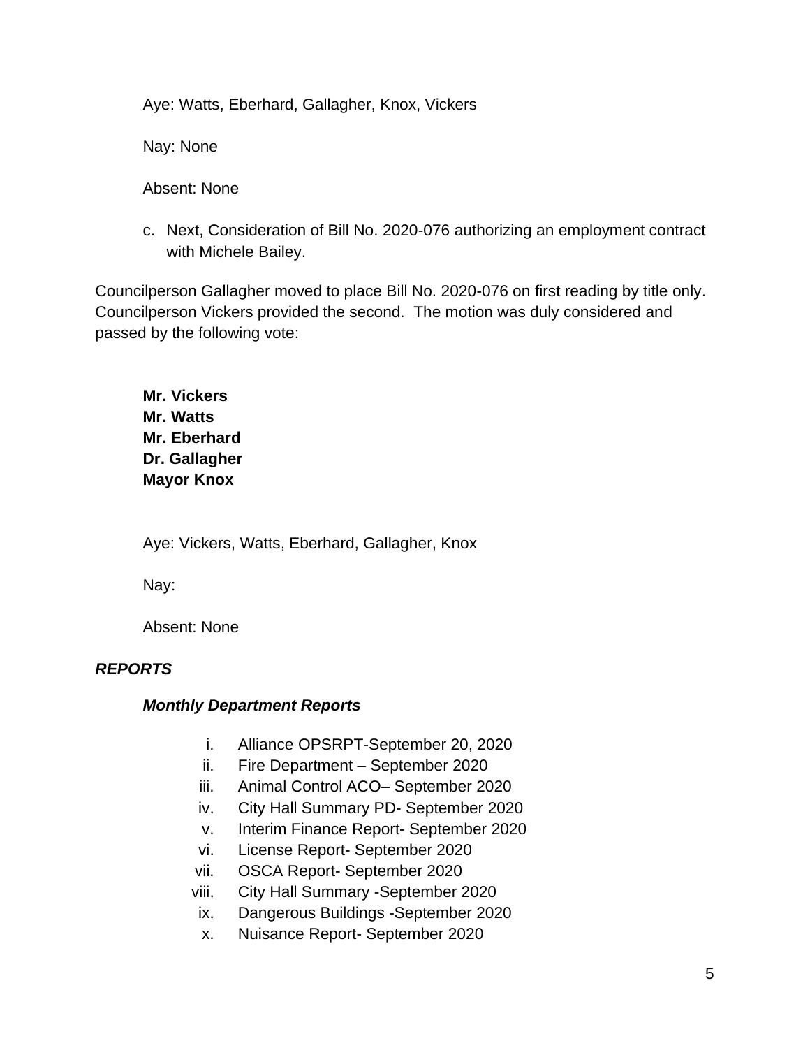Aye: Watts, Eberhard, Gallagher, Knox, Vickers

Nay: None

Absent: None

c. Next, Consideration of Bill No. 2020-076 authorizing an employment contract with Michele Bailey.

Councilperson Gallagher moved to place Bill No. 2020-076 on first reading by title only. Councilperson Vickers provided the second. The motion was duly considered and passed by the following vote:

**Mr. Vickers**
**Mr. Watts**
**Mr. Eberhard**
**Dr. Gallagher**
**Mayor Knox**

Aye: Vickers, Watts, Eberhard, Gallagher, Knox

Nay:

Absent: None

***REPORTS***

***Monthly Department Reports***

i. Alliance OPSRPT-September 20, 2020
ii. Fire Department – September 2020
iii. Animal Control ACO– September 2020
iv. City Hall Summary PD- September 2020
v. Interim Finance Report- September 2020
vi. License Report- September 2020
vii. OSCA Report- September 2020
viii. City Hall Summary -September 2020
ix. Dangerous Buildings -September 2020
x. Nuisance Report- September 2020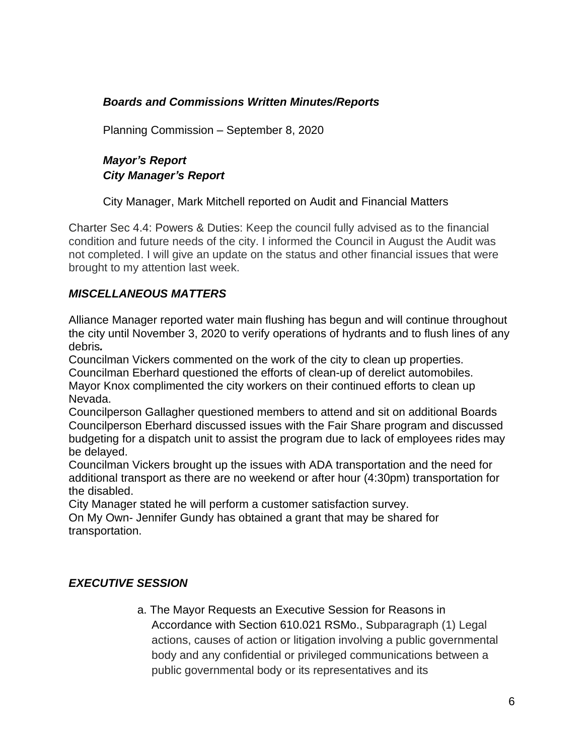***Boards and Commissions Written Minutes/Reports***

Planning Commission – September 8, 2020

***Mayor's Report***
***City Manager's Report***

City Manager, Mark Mitchell reported on Audit and Financial Matters

Charter Sec 4.4: Powers & Duties: Keep the council fully advised as to the financial condition and future needs of the city. I informed the Council in August the Audit was not completed. I will give an update on the status and other financial issues that were brought to my attention last week.

***MISCELLANEOUS MATTERS***

Alliance Manager reported water main flushing has begun and will continue throughout the city until November 3, 2020 to verify operations of hydrants and to flush lines of any debris***.***
Councilman Vickers commented on the work of the city to clean up properties.
Councilman Eberhard questioned the efforts of clean-up of derelict automobiles.
Mayor Knox complimented the city workers on their continued efforts to clean up Nevada.
Councilperson Gallagher questioned members to attend and sit on additional Boards
Councilperson Eberhard discussed issues with the Fair Share program and discussed budgeting for a dispatch unit to assist the program due to lack of employees rides may be delayed.
Councilman Vickers brought up the issues with ADA transportation and the need for additional transport as there are no weekend or after hour (4:30pm) transportation for the disabled.
City Manager stated he will perform a customer satisfaction survey.
On My Own- Jennifer Gundy has obtained a grant that may be shared for transportation.

***EXECUTIVE SESSION***

a. The Mayor Requests an Executive Session for Reasons in Accordance with Section 610.021 RSMo., Subparagraph (1) Legal actions, causes of action or litigation involving a public governmental body and any confidential or privileged communications between a public governmental body or its representatives and its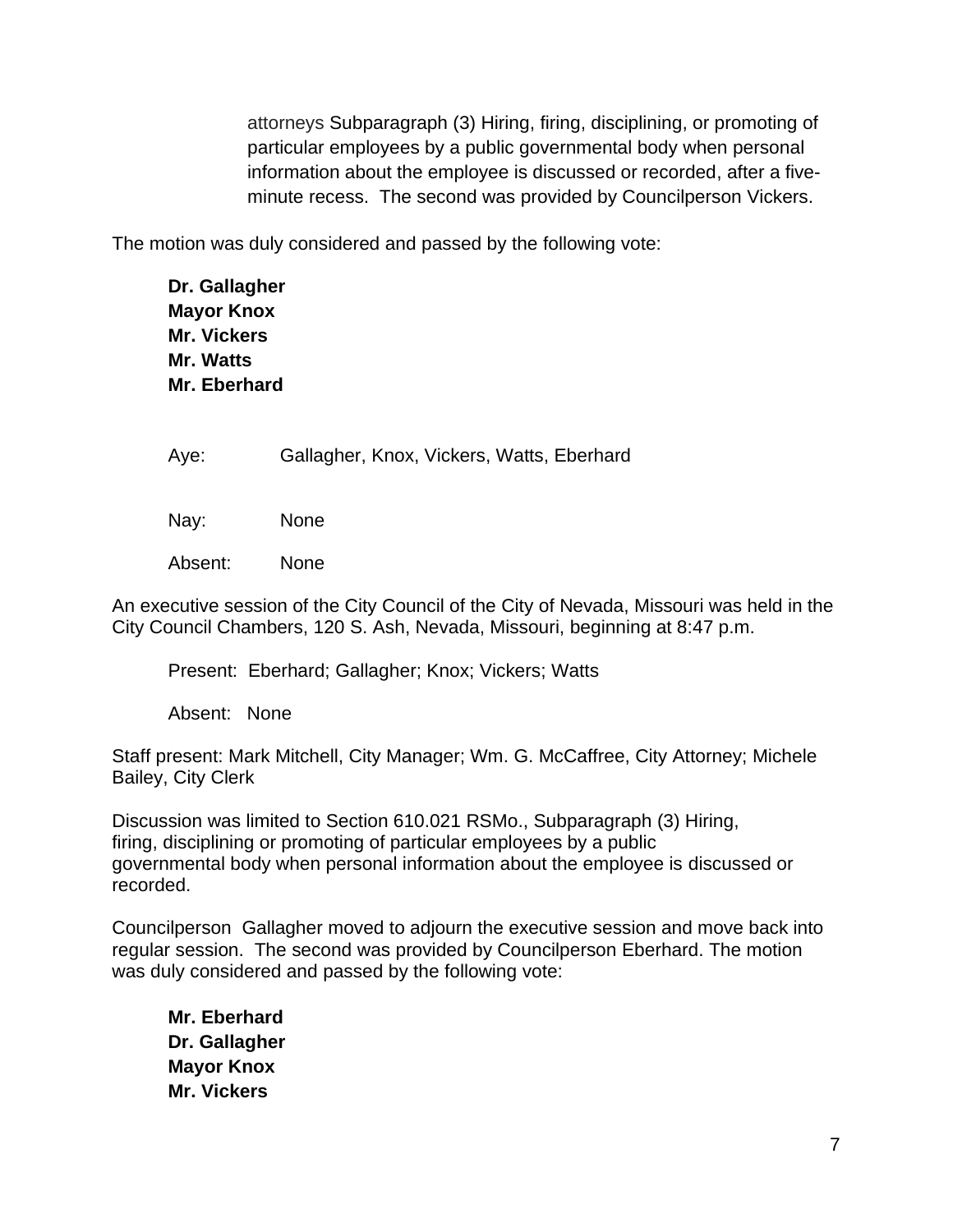attorneys Subparagraph (3) Hiring, firing, disciplining, or promoting of particular employees by a public governmental body when personal information about the employee is discussed or recorded, after a five-minute recess. The second was provided by Councilperson Vickers.

The motion was duly considered and passed by the following vote:

**Dr. Gallagher**
**Mayor Knox**
**Mr. Vickers**
**Mr. Watts**
**Mr. Eberhard**

Aye: Gallagher, Knox, Vickers, Watts, Eberhard

Nay: None

Absent: None

An executive session of the City Council of the City of Nevada, Missouri was held in the City Council Chambers, 120 S. Ash, Nevada, Missouri, beginning at 8:47 p.m.

Present: Eberhard; Gallagher; Knox; Vickers; Watts

Absent: None

Staff present: Mark Mitchell, City Manager; Wm. G. McCaffree, City Attorney; Michele Bailey, City Clerk

Discussion was limited to Section 610.021 RSMo., Subparagraph (3) Hiring, firing, disciplining or promoting of particular employees by a public governmental body when personal information about the employee is discussed or recorded.

Councilperson Gallagher moved to adjourn the executive session and move back into regular session. The second was provided by Councilperson Eberhard. The motion was duly considered and passed by the following vote:

**Mr. Eberhard**
**Dr. Gallagher**
**Mayor Knox**
**Mr. Vickers**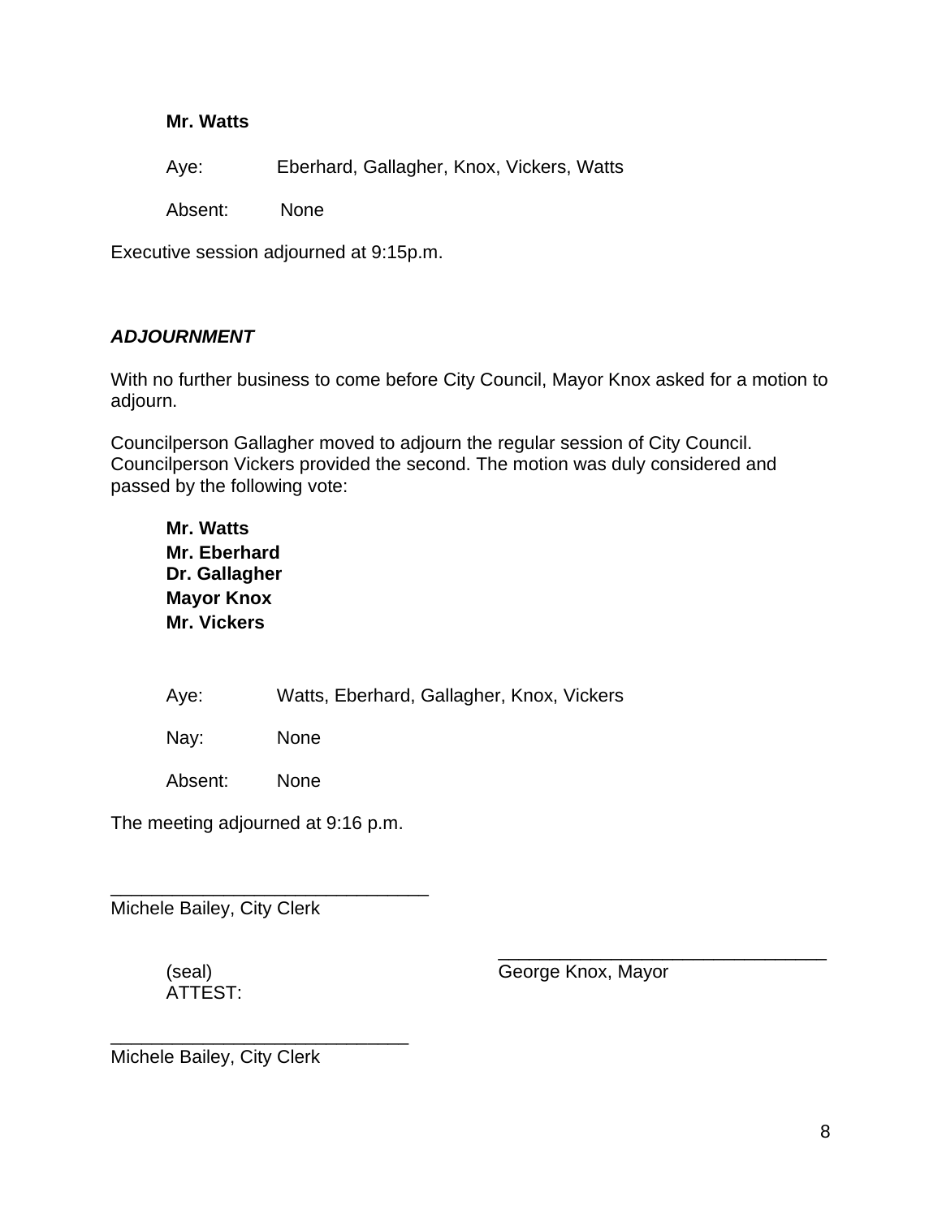**Mr. Watts**

Aye: Eberhard, Gallagher, Knox, Vickers, Watts

Absent: None

Executive session adjourned at 9:15p.m.

***ADJOURNMENT***

With no further business to come before City Council, Mayor Knox asked for a motion to adjourn.

Councilperson Gallagher moved to adjourn the regular session of City Council. Councilperson Vickers provided the second. The motion was duly considered and passed by the following vote:

**Mr. Watts**
**Mr. Eberhard**
**Dr. Gallagher**
**Mayor Knox**
**Mr. Vickers**

Aye: Watts, Eberhard, Gallagher, Knox, Vickers

Nay: None

Absent: None

The meeting adjourned at 9:16 p.m.

______________________________
Michele Bailey, City Clerk

______________________________
George Knox, Mayor

(seal)
ATTEST:

____________________________
Michele Bailey, City Clerk